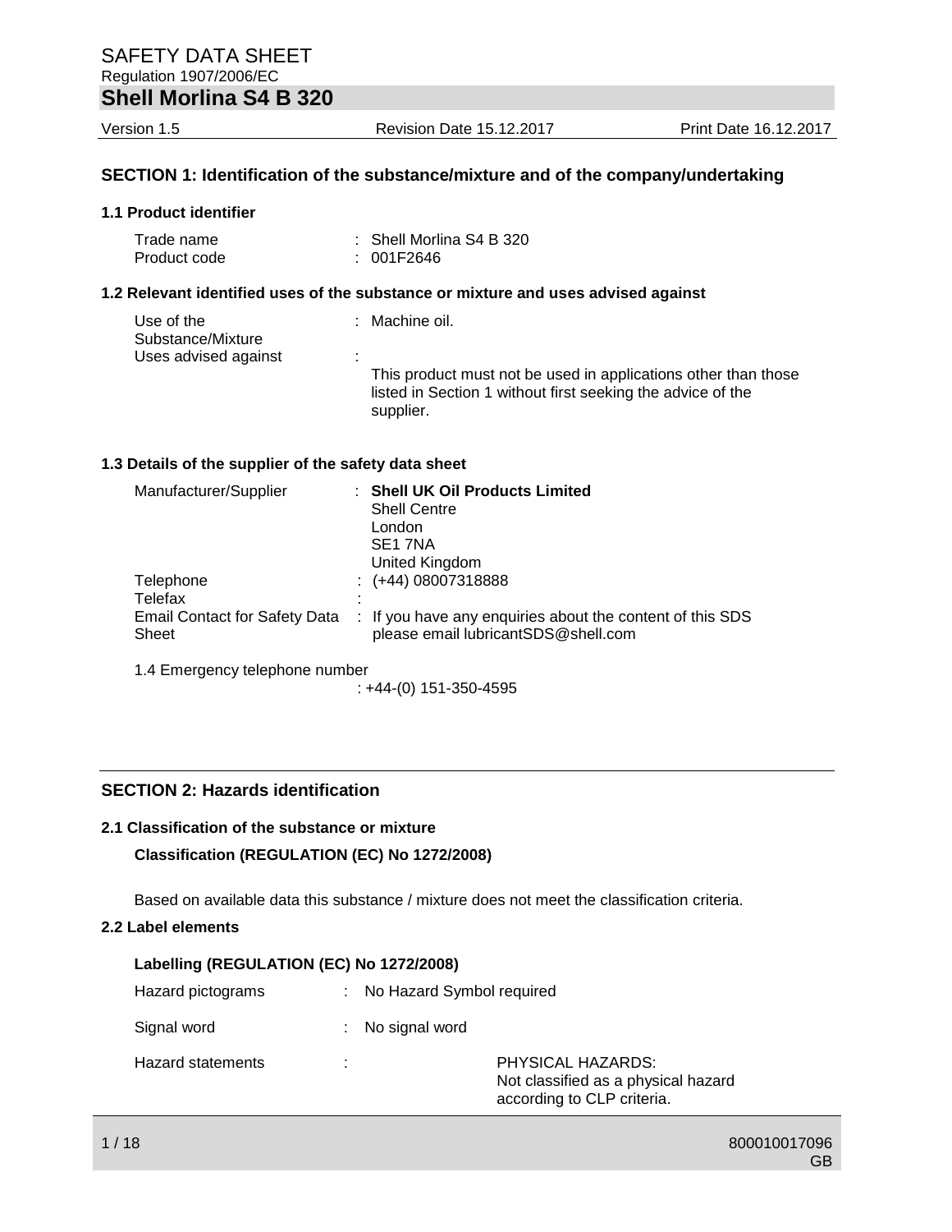# SAFETY DATA SHEET

Regulation 1907/2006/EC

## Shell Morlina S4 B 320

Version 1.5 | Revision Date 15.12.2017 | Print Date 16.12.2017

## SECTION 1: Identification of the substance/mixture and of the company/undertaking

### 1.1 Product identifier

Trade name : Shell Morlina S4 B 320
Product code : 001F2646

### 1.2 Relevant identified uses of the substance or mixture and uses advised against

Use of the Substance/Mixture : Machine oil.

Uses advised against :

This product must not be used in applications other than those listed in Section 1 without first seeking the advice of the supplier.

### 1.3 Details of the supplier of the safety data sheet

Manufacturer/Supplier : **Shell UK Oil Products Limited**
Shell Centre
London
SE1 7NA
United Kingdom

Telephone : (+44) 08007318888

Telefax :

Email Contact for Safety Data Sheet : If you have any enquiries about the content of this SDS please email lubricantSDS@shell.com

1.4 Emergency telephone number

: +44-(0) 151-350-4595

## SECTION 2: Hazards identification

### 2.1 Classification of the substance or mixture

**Classification (REGULATION (EC) No 1272/2008)**

Based on available data this substance / mixture does not meet the classification criteria.

### 2.2 Label elements

**Labelling (REGULATION (EC) No 1272/2008)**

Hazard pictograms : No Hazard Symbol required

Signal word : No signal word

Hazard statements : PHYSICAL HAZARDS:
Not classified as a physical hazard according to CLP criteria.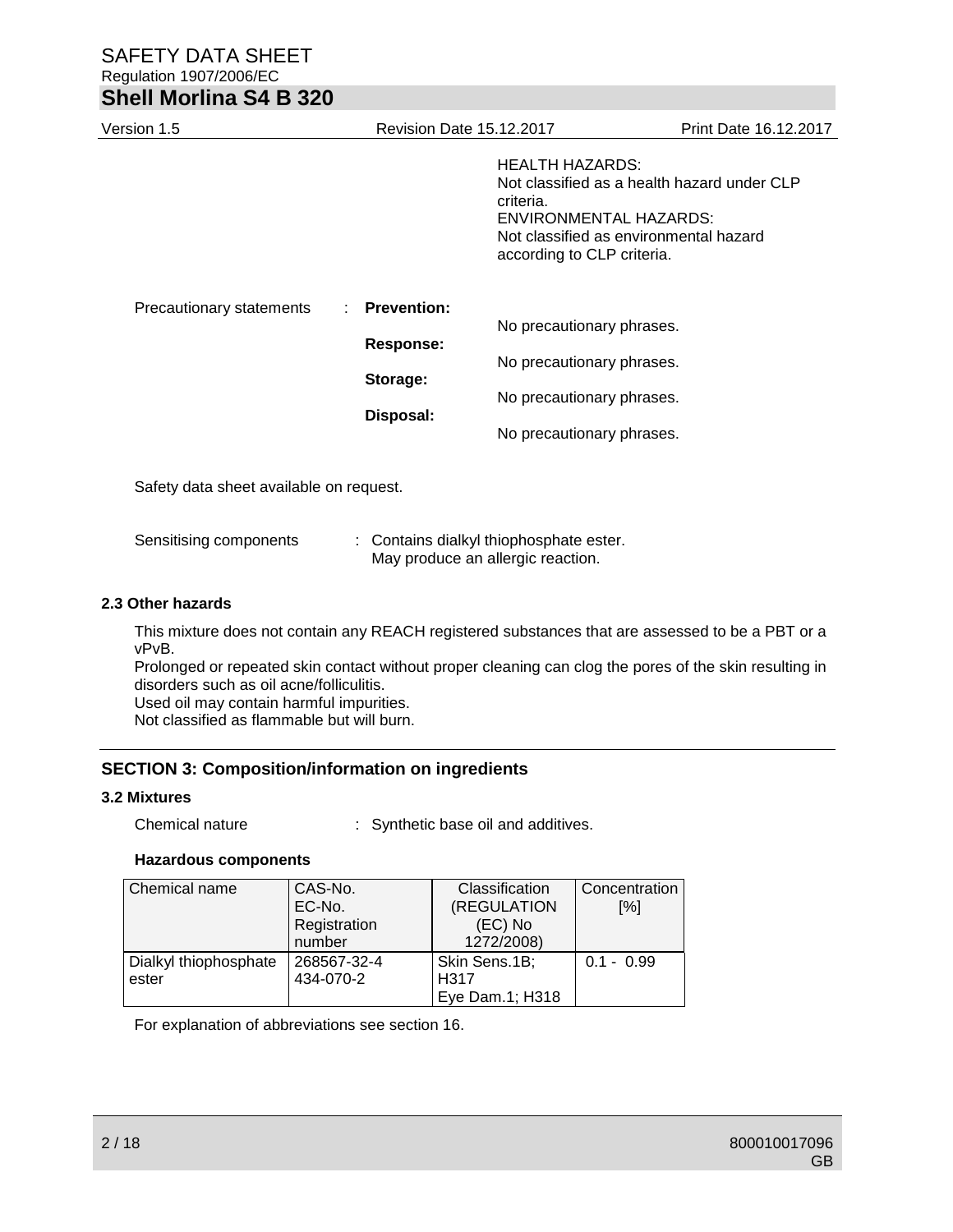HEALTH HAZARDS:
Not classified as a health hazard under CLP criteria.
ENVIRONMENTAL HAZARDS:
Not classified as environmental hazard according to CLP criteria.

Precautionary statements : **Prevention:**
No precautionary phrases.
**Response:**
No precautionary phrases.
**Storage:**
No precautionary phrases.
**Disposal:**
No precautionary phrases.

Safety data sheet available on request.

Sensitising components : Contains dialkyl thiophosphate ester. May produce an allergic reaction.

### 2.3 Other hazards

This mixture does not contain any REACH registered substances that are assessed to be a PBT or a vPvB.
Prolonged or repeated skin contact without proper cleaning can clog the pores of the skin resulting in disorders such as oil acne/folliculitis.
Used oil may contain harmful impurities.
Not classified as flammable but will burn.

## SECTION 3: Composition/information on ingredients

### 3.2 Mixtures

Chemical nature : Synthetic base oil and additives.

**Hazardous components**

| Chemical name | CAS-No. EC-No. Registration number | Classification (REGULATION (EC) No 1272/2008) | Concentration [%] |
|---|---|---|---|
| Dialkyl thiophosphate ester | 268567-32-4 434-070-2 | Skin Sens.1B; H317 Eye Dam.1; H318 | 0.1 - 0.99 |

For explanation of abbreviations see section 16.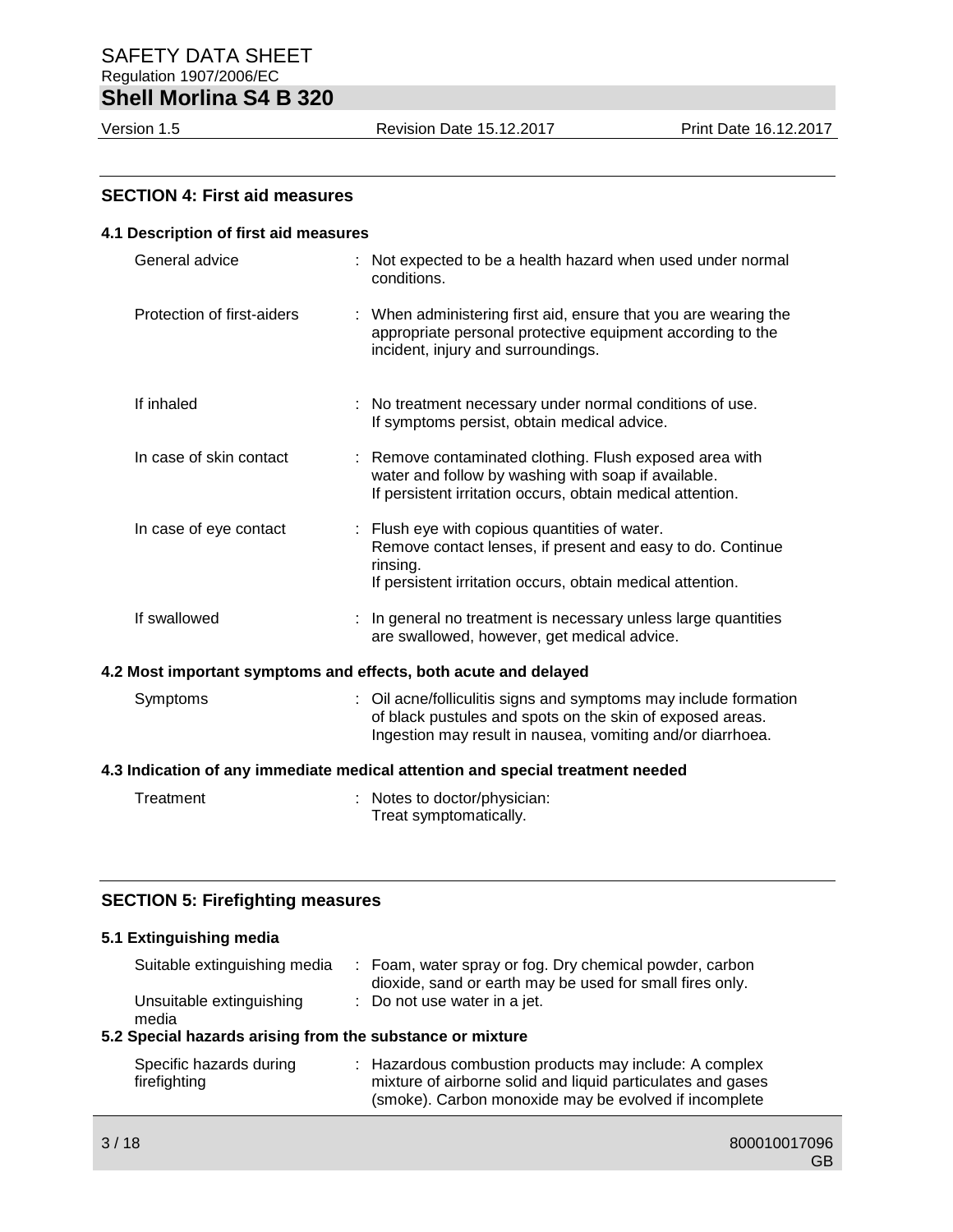## SECTION 4: First aid measures

### 4.1 Description of first aid measures

| | |
|---|---|
| General advice | Not expected to be a health hazard when used under normal conditions. |
| Protection of first-aiders | When administering first aid, ensure that you are wearing the appropriate personal protective equipment according to the incident, injury and surroundings. |
| If inhaled | No treatment necessary under normal conditions of use. If symptoms persist, obtain medical advice. |
| In case of skin contact | Remove contaminated clothing. Flush exposed area with water and follow by washing with soap if available. If persistent irritation occurs, obtain medical attention. |
| In case of eye contact | Flush eye with copious quantities of water. Remove contact lenses, if present and easy to do. Continue rinsing. If persistent irritation occurs, obtain medical attention. |
| If swallowed | In general no treatment is necessary unless large quantities are swallowed, however, get medical advice. |

### 4.2 Most important symptoms and effects, both acute and delayed

| | |
|---|---|
| Symptoms | Oil acne/folliculitis signs and symptoms may include formation of black pustules and spots on the skin of exposed areas. Ingestion may result in nausea, vomiting and/or diarrhoea. |

### 4.3 Indication of any immediate medical attention and special treatment needed

| | |
|---|---|
| Treatment | Notes to doctor/physician: Treat symptomatically. |

## SECTION 5: Firefighting measures

### 5.1 Extinguishing media

| | |
|---|---|
| Suitable extinguishing media | Foam, water spray or fog. Dry chemical powder, carbon dioxide, sand or earth may be used for small fires only. |
| Unsuitable extinguishing media | Do not use water in a jet. |

### 5.2 Special hazards arising from the substance or mixture

| | |
|---|---|
| Specific hazards during firefighting | Hazardous combustion products may include: A complex mixture of airborne solid and liquid particulates and gases (smoke). Carbon monoxide may be evolved if incomplete |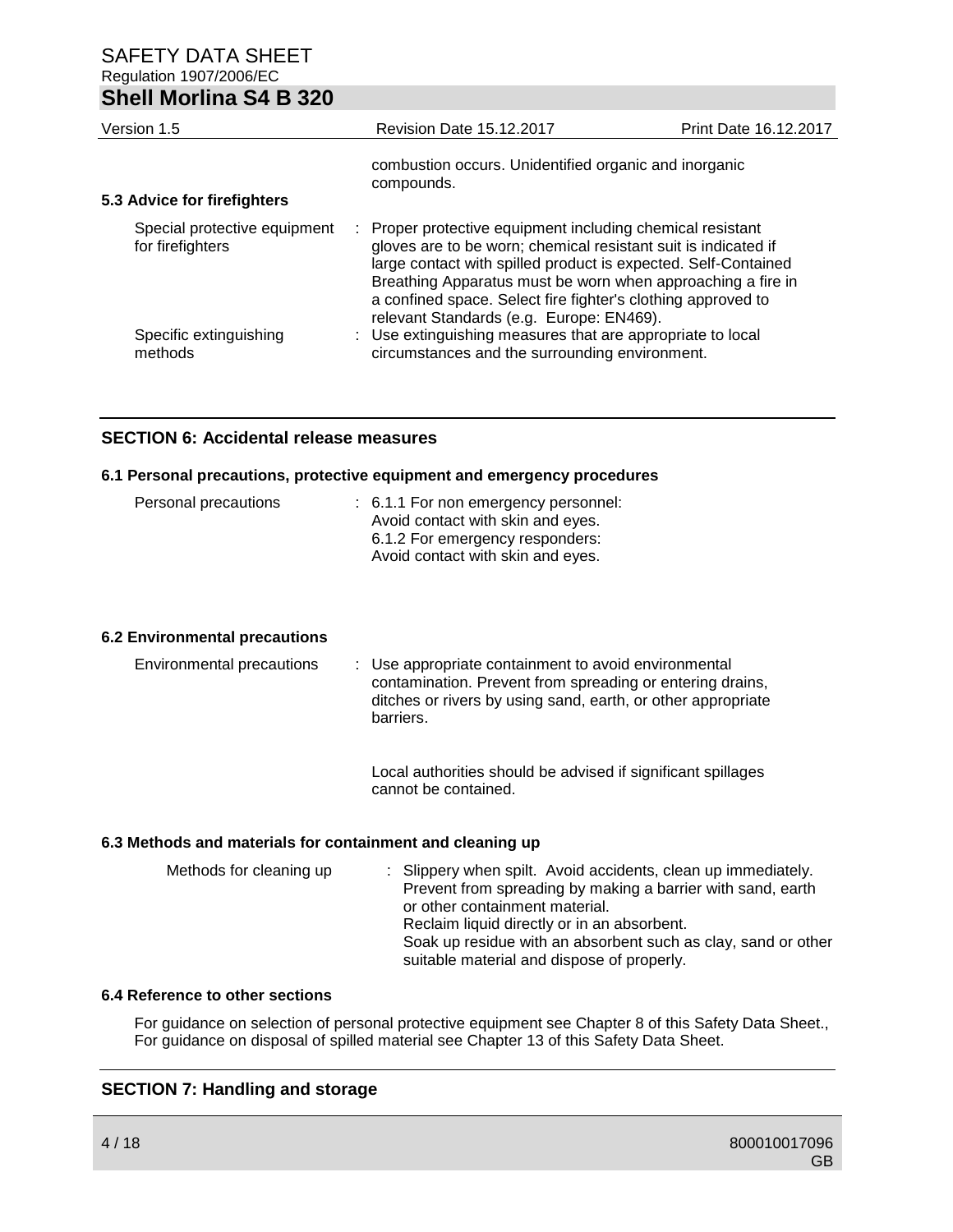combustion occurs. Unidentified organic and inorganic compounds.

**5.3 Advice for firefighters**

Special protective equipment for firefighters : Proper protective equipment including chemical resistant gloves are to be worn; chemical resistant suit is indicated if large contact with spilled product is expected. Self-Contained Breathing Apparatus must be worn when approaching a fire in a confined space. Select fire fighter's clothing approved to relevant Standards (e.g. Europe: EN469).

Specific extinguishing methods : Use extinguishing measures that are appropriate to local circumstances and the surrounding environment.

## SECTION 6: Accidental release measures

**6.1 Personal precautions, protective equipment and emergency procedures**

Personal precautions : 6.1.1 For non emergency personnel:
Avoid contact with skin and eyes.
6.1.2 For emergency responders:
Avoid contact with skin and eyes.

**6.2 Environmental precautions**

Environmental precautions : Use appropriate containment to avoid environmental contamination. Prevent from spreading or entering drains, ditches or rivers by using sand, earth, or other appropriate barriers.

Local authorities should be advised if significant spillages cannot be contained.

**6.3 Methods and materials for containment and cleaning up**

Methods for cleaning up : Slippery when spilt. Avoid accidents, clean up immediately.
Prevent from spreading by making a barrier with sand, earth or other containment material.
Reclaim liquid directly or in an absorbent.
Soak up residue with an absorbent such as clay, sand or other suitable material and dispose of properly.

**6.4 Reference to other sections**

For guidance on selection of personal protective equipment see Chapter 8 of this Safety Data Sheet., For guidance on disposal of spilled material see Chapter 13 of this Safety Data Sheet.

## SECTION 7: Handling and storage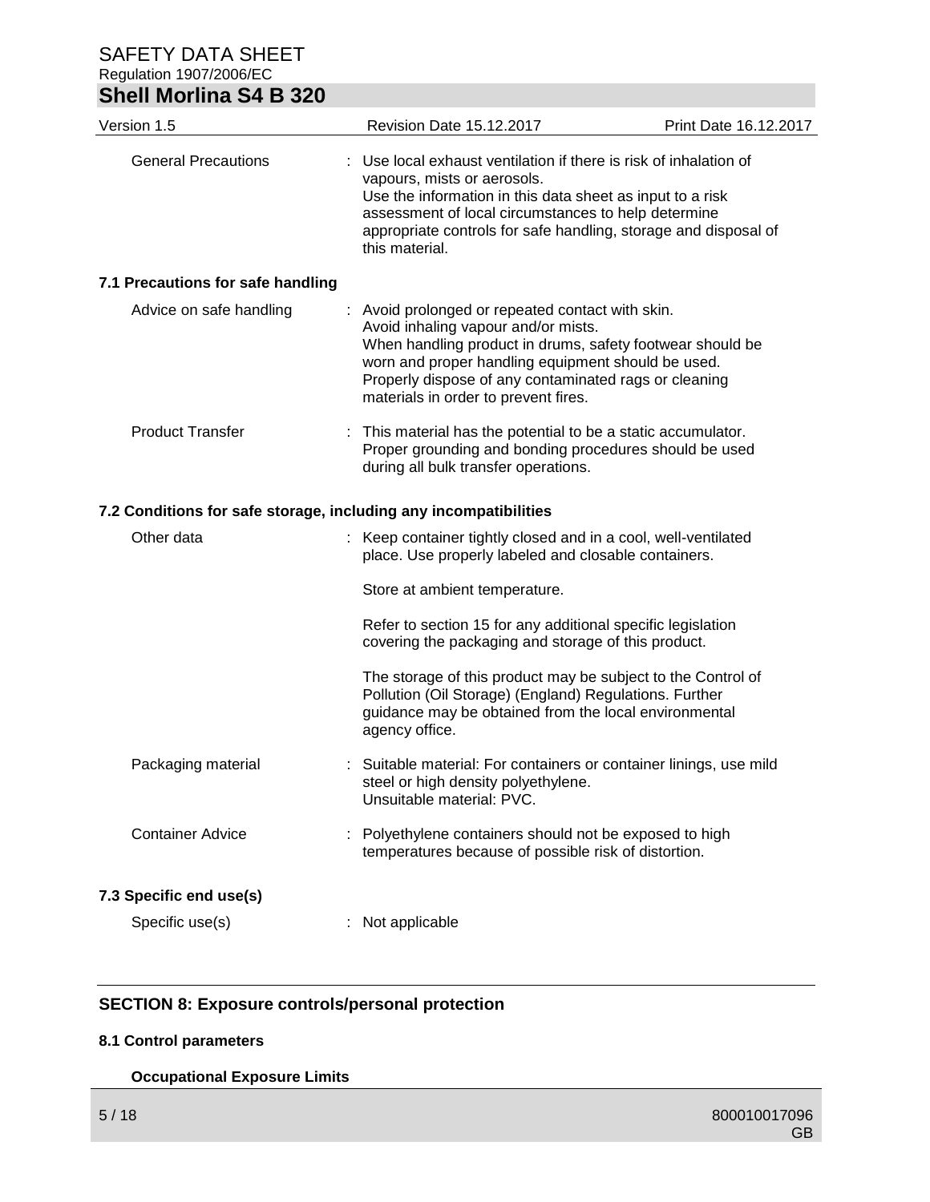General Precautions : Use local exhaust ventilation if there is risk of inhalation of vapours, mists or aerosols.
Use the information in this data sheet as input to a risk assessment of local circumstances to help determine appropriate controls for safe handling, storage and disposal of this material.

### 7.1 Precautions for safe handling

Advice on safe handling : Avoid prolonged or repeated contact with skin.
Avoid inhaling vapour and/or mists.
When handling product in drums, safety footwear should be worn and proper handling equipment should be used.
Properly dispose of any contaminated rags or cleaning materials in order to prevent fires.

Product Transfer : This material has the potential to be a static accumulator.
Proper grounding and bonding procedures should be used during all bulk transfer operations.

### 7.2 Conditions for safe storage, including any incompatibilities

Other data : Keep container tightly closed and in a cool, well-ventilated place. Use properly labeled and closable containers.

Store at ambient temperature.

Refer to section 15 for any additional specific legislation covering the packaging and storage of this product.

The storage of this product may be subject to the Control of Pollution (Oil Storage) (England) Regulations. Further guidance may be obtained from the local environmental agency office.

Packaging material : Suitable material: For containers or container linings, use mild steel or high density polyethylene.
Unsuitable material: PVC.

Container Advice : Polyethylene containers should not be exposed to high temperatures because of possible risk of distortion.

### 7.3 Specific end use(s)

Specific use(s) : Not applicable

## SECTION 8: Exposure controls/personal protection

### 8.1 Control parameters

**Occupational Exposure Limits**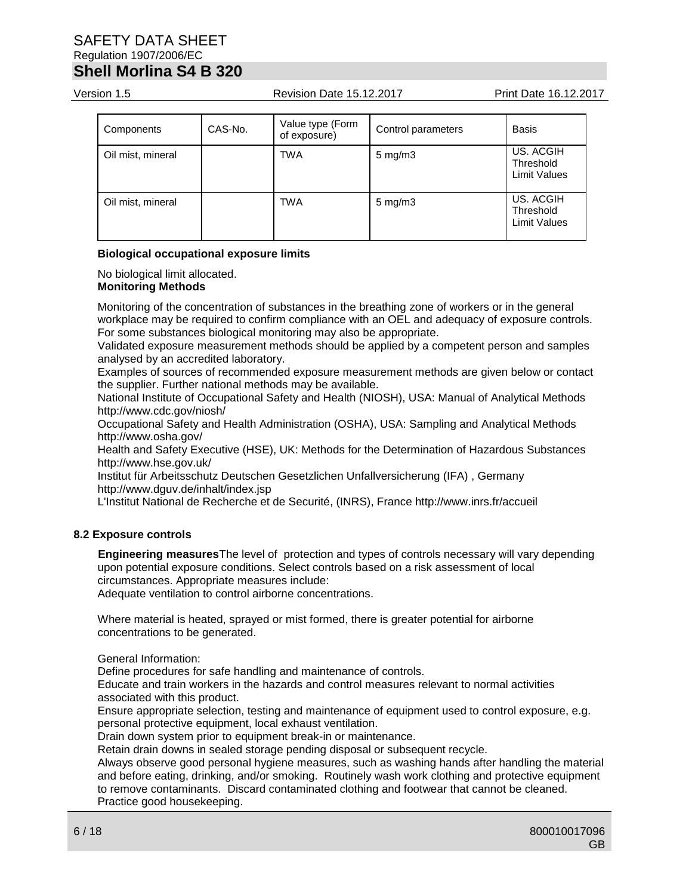| Components | CAS-No. | Value type (Form of exposure) | Control parameters | Basis |
| --- | --- | --- | --- | --- |
| Oil mist, mineral | | TWA | 5 mg/m3 | US. ACGIH Threshold Limit Values |
| Oil mist, mineral | | TWA | 5 mg/m3 | US. ACGIH Threshold Limit Values |

**Biological occupational exposure limits**

No biological limit allocated.

**Monitoring Methods**

Monitoring of the concentration of substances in the breathing zone of workers or in the general workplace may be required to confirm compliance with an OEL and adequacy of exposure controls. For some substances biological monitoring may also be appropriate.
Validated exposure measurement methods should be applied by a competent person and samples analysed by an accredited laboratory.
Examples of sources of recommended exposure measurement methods are given below or contact the supplier. Further national methods may be available.
National Institute of Occupational Safety and Health (NIOSH), USA: Manual of Analytical Methods http://www.cdc.gov/niosh/
Occupational Safety and Health Administration (OSHA), USA: Sampling and Analytical Methods http://www.osha.gov/
Health and Safety Executive (HSE), UK: Methods for the Determination of Hazardous Substances http://www.hse.gov.uk/
Institut für Arbeitsschutz Deutschen Gesetzlichen Unfallversicherung (IFA) , Germany http://www.dguv.de/inhalt/index.jsp
L'Institut National de Recherche et de Securité, (INRS), France http://www.inrs.fr/accueil

**8.2 Exposure controls**

**Engineering measures**The level of protection and types of controls necessary will vary depending upon potential exposure conditions. Select controls based on a risk assessment of local circumstances. Appropriate measures include:
Adequate ventilation to control airborne concentrations.

Where material is heated, sprayed or mist formed, there is greater potential for airborne concentrations to be generated.

General Information:
Define procedures for safe handling and maintenance of controls.
Educate and train workers in the hazards and control measures relevant to normal activities associated with this product.
Ensure appropriate selection, testing and maintenance of equipment used to control exposure, e.g. personal protective equipment, local exhaust ventilation.
Drain down system prior to equipment break-in or maintenance.
Retain drain downs in sealed storage pending disposal or subsequent recycle.
Always observe good personal hygiene measures, such as washing hands after handling the material and before eating, drinking, and/or smoking. Routinely wash work clothing and protective equipment to remove contaminants. Discard contaminated clothing and footwear that cannot be cleaned.
Practice good housekeeping.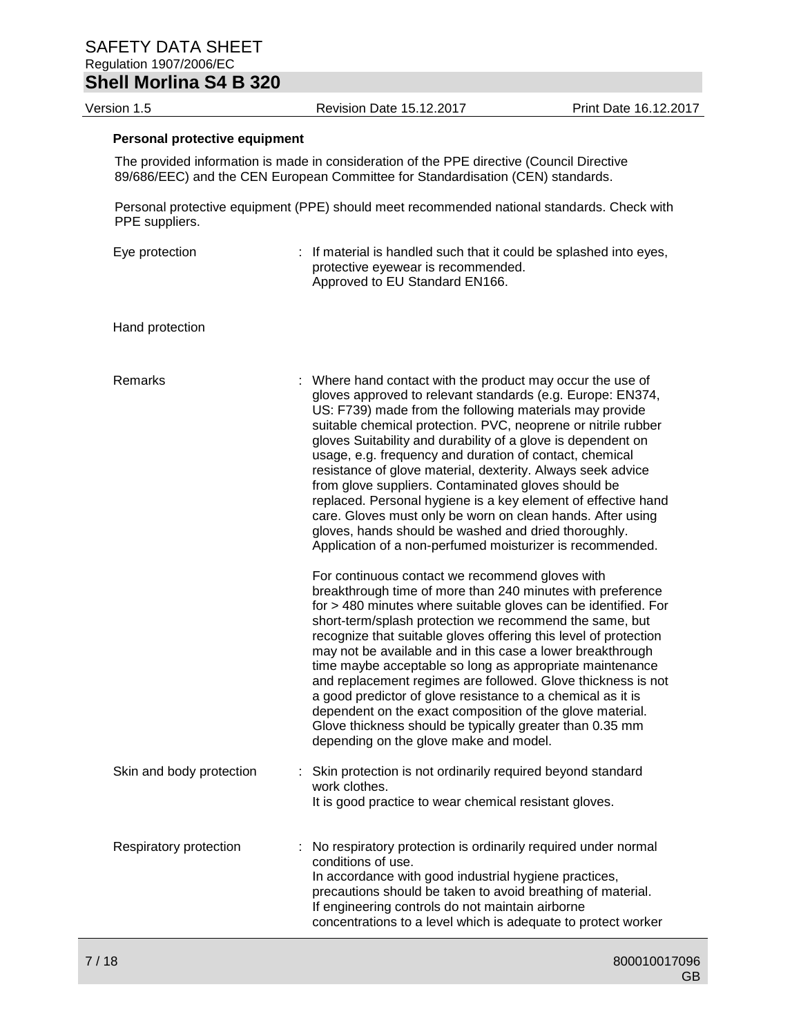**Personal protective equipment**

The provided information is made in consideration of the PPE directive (Council Directive 89/686/EEC) and the CEN European Committee for Standardisation (CEN) standards.

Personal protective equipment (PPE) should meet recommended national standards. Check with PPE suppliers.

Eye protection : If material is handled such that it could be splashed into eyes, protective eyewear is recommended.
Approved to EU Standard EN166.

Hand protection

Remarks : Where hand contact with the product may occur the use of gloves approved to relevant standards (e.g. Europe: EN374, US: F739) made from the following materials may provide suitable chemical protection. PVC, neoprene or nitrile rubber gloves Suitability and durability of a glove is dependent on usage, e.g. frequency and duration of contact, chemical resistance of glove material, dexterity. Always seek advice from glove suppliers. Contaminated gloves should be replaced. Personal hygiene is a key element of effective hand care. Gloves must only be worn on clean hands. After using gloves, hands should be washed and dried thoroughly. Application of a non-perfumed moisturizer is recommended.

For continuous contact we recommend gloves with breakthrough time of more than 240 minutes with preference for > 480 minutes where suitable gloves can be identified. For short-term/splash protection we recommend the same, but recognize that suitable gloves offering this level of protection may not be available and in this case a lower breakthrough time maybe acceptable so long as appropriate maintenance and replacement regimes are followed. Glove thickness is not a good predictor of glove resistance to a chemical as it is dependent on the exact composition of the glove material. Glove thickness should be typically greater than 0.35 mm depending on the glove make and model.

Skin and body protection : Skin protection is not ordinarily required beyond standard work clothes.
It is good practice to wear chemical resistant gloves.

Respiratory protection : No respiratory protection is ordinarily required under normal conditions of use.
In accordance with good industrial hygiene practices, precautions should be taken to avoid breathing of material.
If engineering controls do not maintain airborne concentrations to a level which is adequate to protect worker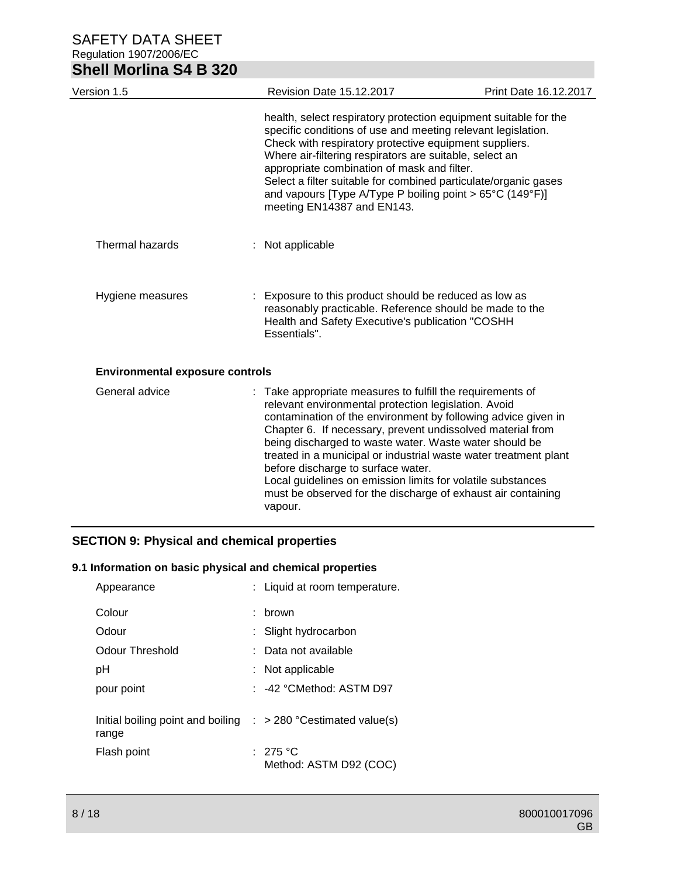| | |
|---|---|
| | health, select respiratory protection equipment suitable for the specific conditions of use and meeting relevant legislation. Check with respiratory protective equipment suppliers. Where air-filtering respirators are suitable, select an appropriate combination of mask and filter. Select a filter suitable for combined particulate/organic gases and vapours [Type A/Type P boiling point > 65°C (149°F)] meeting EN14387 and EN143. |
| Thermal hazards | : Not applicable |
| Hygiene measures | : Exposure to this product should be reduced as low as reasonably practicable. Reference should be made to the Health and Safety Executive's publication "COSHH Essentials". |

**Environmental exposure controls**

| | |
|---|---|
| General advice | : Take appropriate measures to fulfill the requirements of relevant environmental protection legislation. Avoid contamination of the environment by following advice given in Chapter 6. If necessary, prevent undissolved material from being discharged to waste water. Waste water should be treated in a municipal or industrial waste water treatment plant before discharge to surface water. Local guidelines on emission limits for volatile substances must be observed for the discharge of exhaust air containing vapour. |

## SECTION 9: Physical and chemical properties

### 9.1 Information on basic physical and chemical properties

| | |
|---|---|
| Appearance | : Liquid at room temperature. |
| Colour | : brown |
| Odour | : Slight hydrocarbon |
| Odour Threshold | : Data not available |
| pH | : Not applicable |
| pour point | : -42 °CMethod: ASTM D97 |
| Initial boiling point and boiling range | : > 280 °Cestimated value(s) |
| Flash point | : 275 °C Method: ASTM D92 (COC) |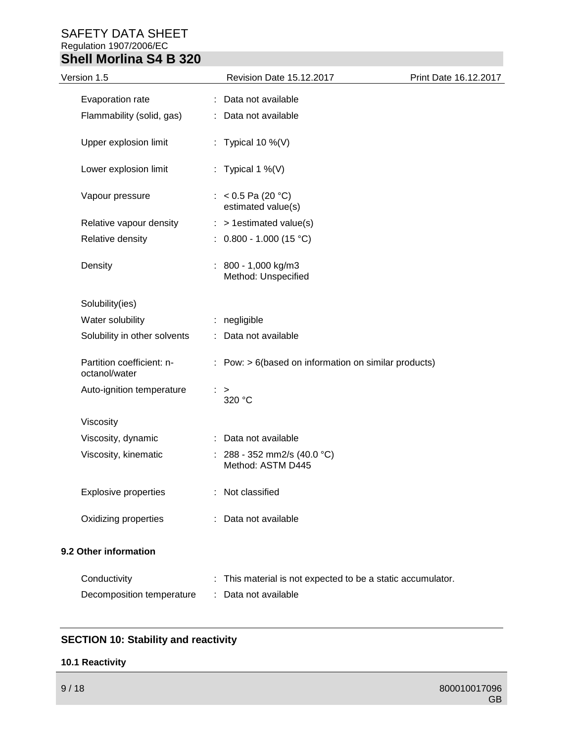| | | |
|---|---|---|
| Evaporation rate | : | Data not available |
| Flammability (solid, gas) | : | Data not available |
| Upper explosion limit | : | Typical 10 %(V) |
| Lower explosion limit | : | Typical 1 %(V) |
| Vapour pressure | : | < 0.5 Pa (20 °C)<br>estimated value(s) |
| Relative vapour density | : | > 1estimated value(s) |
| Relative density | : | 0.800 - 1.000 (15 °C) |
| Density | : | 800 - 1,000 kg/m3<br>Method: Unspecified |
| Solubility(ies) | | |
| Water solubility | : | negligible |
| Solubility in other solvents | : | Data not available |
| Partition coefficient: n-octanol/water | : | Pow: > 6(based on information on similar products) |
| Auto-ignition temperature | : | ><br>320 °C |
| Viscosity | | |
| Viscosity, dynamic | : | Data not available |
| Viscosity, kinematic | : | 288 - 352 mm2/s (40.0 °C)<br>Method: ASTM D445 |
| Explosive properties | : | Not classified |
| Oxidizing properties | : | Data not available |

### 9.2 Other information

| | | |
|---|---|---|
| Conductivity | : | This material is not expected to be a static accumulator. |
| Decomposition temperature | : | Data not available |

## SECTION 10: Stability and reactivity

### 10.1 Reactivity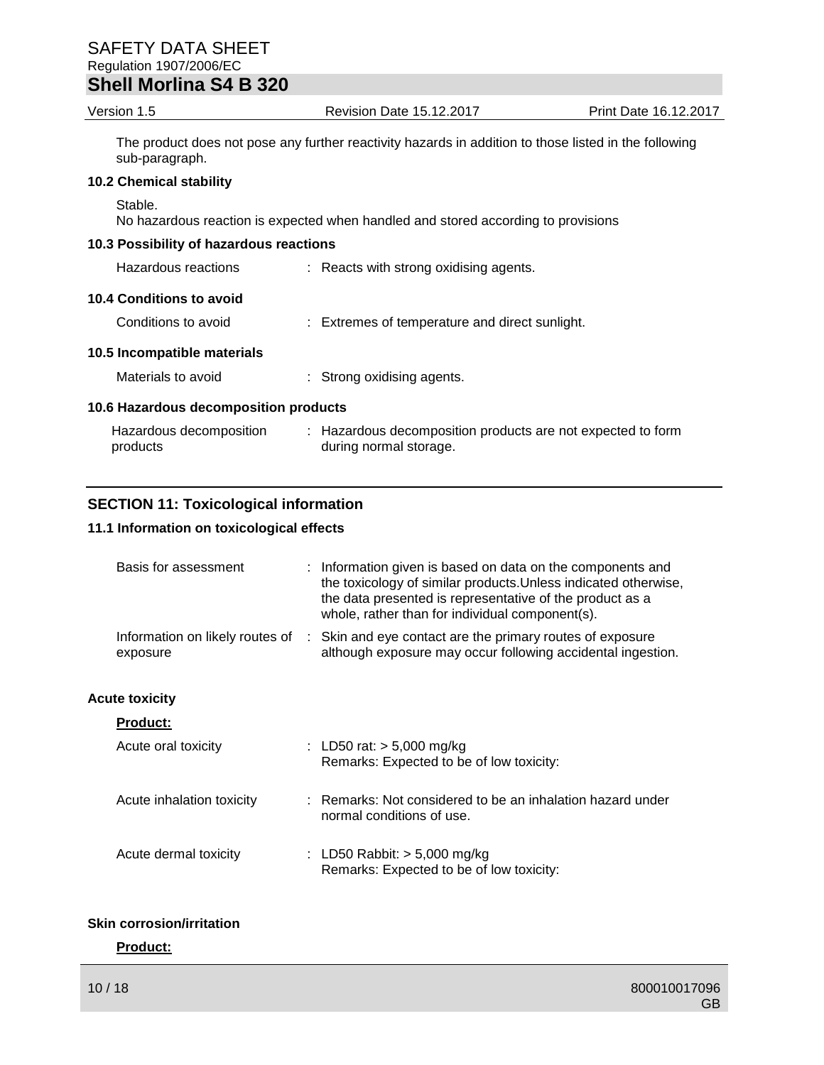The product does not pose any further reactivity hazards in addition to those listed in the following sub-paragraph.

### 10.2 Chemical stability

Stable.
No hazardous reaction is expected when handled and stored according to provisions

### 10.3 Possibility of hazardous reactions

Hazardous reactions : Reacts with strong oxidising agents.

### 10.4 Conditions to avoid

Conditions to avoid : Extremes of temperature and direct sunlight.

### 10.5 Incompatible materials

Materials to avoid : Strong oxidising agents.

### 10.6 Hazardous decomposition products

Hazardous decomposition products : Hazardous decomposition products are not expected to form during normal storage.

## SECTION 11: Toxicological information

### 11.1 Information on toxicological effects

Basis for assessment : Information given is based on data on the components and the toxicology of similar products.Unless indicated otherwise, the data presented is representative of the product as a whole, rather than for individual component(s).

Information on likely routes of exposure : Skin and eye contact are the primary routes of exposure although exposure may occur following accidental ingestion.

**Acute toxicity**

**Product:**

Acute oral toxicity : LD50 rat: > 5,000 mg/kg
Remarks: Expected to be of low toxicity:

Acute inhalation toxicity : Remarks: Not considered to be an inhalation hazard under normal conditions of use.

Acute dermal toxicity : LD50 Rabbit: > 5,000 mg/kg
Remarks: Expected to be of low toxicity:

**Skin corrosion/irritation**

**Product:**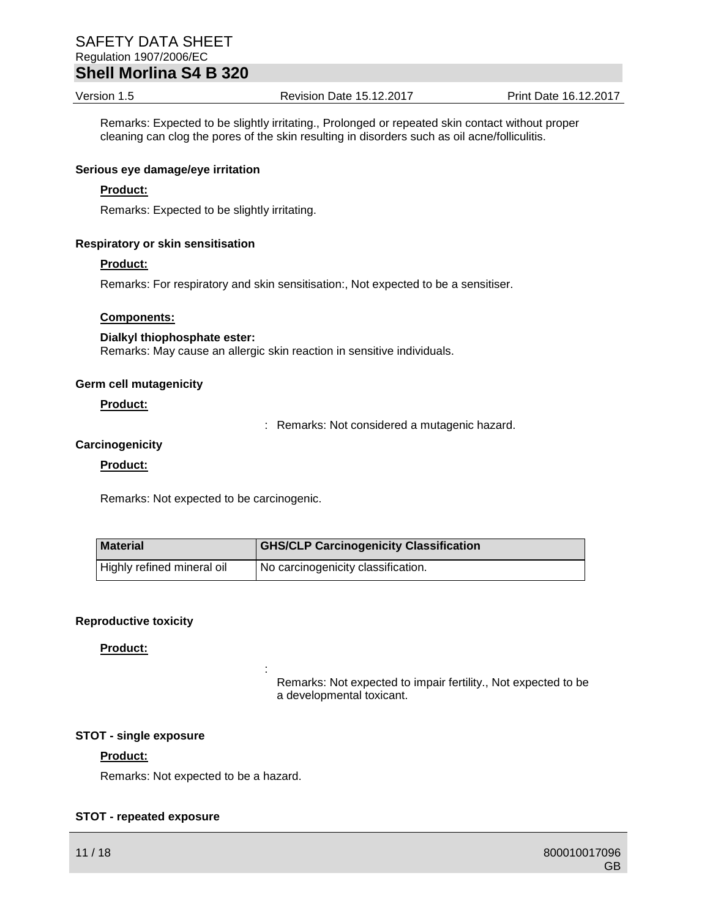Remarks: Expected to be slightly irritating., Prolonged or repeated skin contact without proper cleaning can clog the pores of the skin resulting in disorders such as oil acne/folliculitis.

**Serious eye damage/eye irritation**

**Product:**

Remarks: Expected to be slightly irritating.

**Respiratory or skin sensitisation**

**Product:**

Remarks: For respiratory and skin sensitisation:, Not expected to be a sensitiser.

**Components:**

**Dialkyl thiophosphate ester:**
Remarks: May cause an allergic skin reaction in sensitive individuals.

**Germ cell mutagenicity**

**Product:**

: Remarks: Not considered a mutagenic hazard.

**Carcinogenicity**

**Product:**

Remarks: Not expected to be carcinogenic.

| Material | GHS/CLP Carcinogenicity Classification |
|---|---|
| Highly refined mineral oil | No carcinogenicity classification. |

**Reproductive toxicity**

**Product:**

: Remarks: Not expected to impair fertility., Not expected to be a developmental toxicant.

**STOT - single exposure**

**Product:**

Remarks: Not expected to be a hazard.

**STOT - repeated exposure**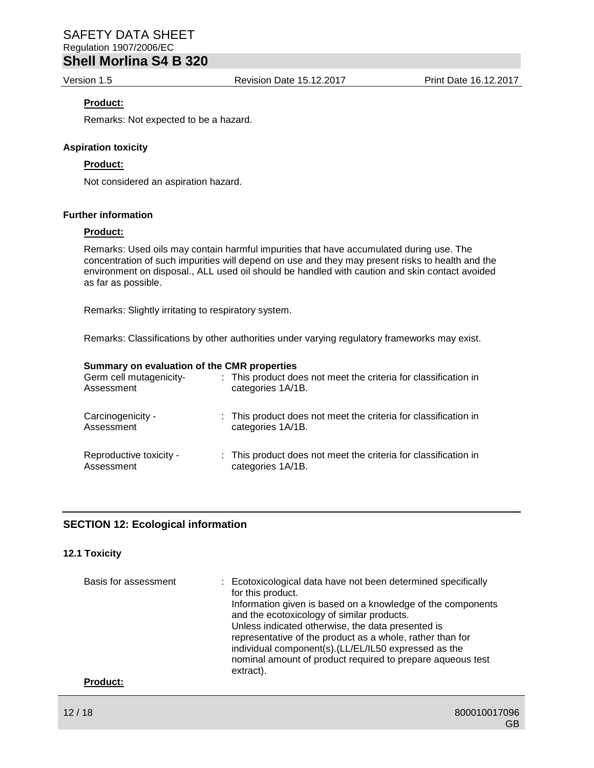**Product:**

Remarks: Not expected to be a hazard.

**Aspiration toxicity**

**Product:**

Not considered an aspiration hazard.

**Further information**

**Product:**

Remarks: Used oils may contain harmful impurities that have accumulated during use. The concentration of such impurities will depend on use and they may present risks to health and the environment on disposal., ALL used oil should be handled with caution and skin contact avoided as far as possible.

Remarks: Slightly irritating to respiratory system.

Remarks: Classifications by other authorities under varying regulatory frameworks may exist.

**Summary on evaluation of the CMR properties**

| | |
|---|---|
| Germ cell mutagenicity- Assessment | : This product does not meet the criteria for classification in categories 1A/1B. |
| Carcinogenicity - Assessment | : This product does not meet the criteria for classification in categories 1A/1B. |
| Reproductive toxicity - Assessment | : This product does not meet the criteria for classification in categories 1A/1B. |

## SECTION 12: Ecological information

### 12.1 Toxicity

| | |
|---|---|
| Basis for assessment | : Ecotoxicological data have not been determined specifically for this product. Information given is based on a knowledge of the components and the ecotoxicology of similar products. Unless indicated otherwise, the data presented is representative of the product as a whole, rather than for individual component(s).(LL/EL/IL50 expressed as the nominal amount of product required to prepare aqueous test extract). |

**Product:**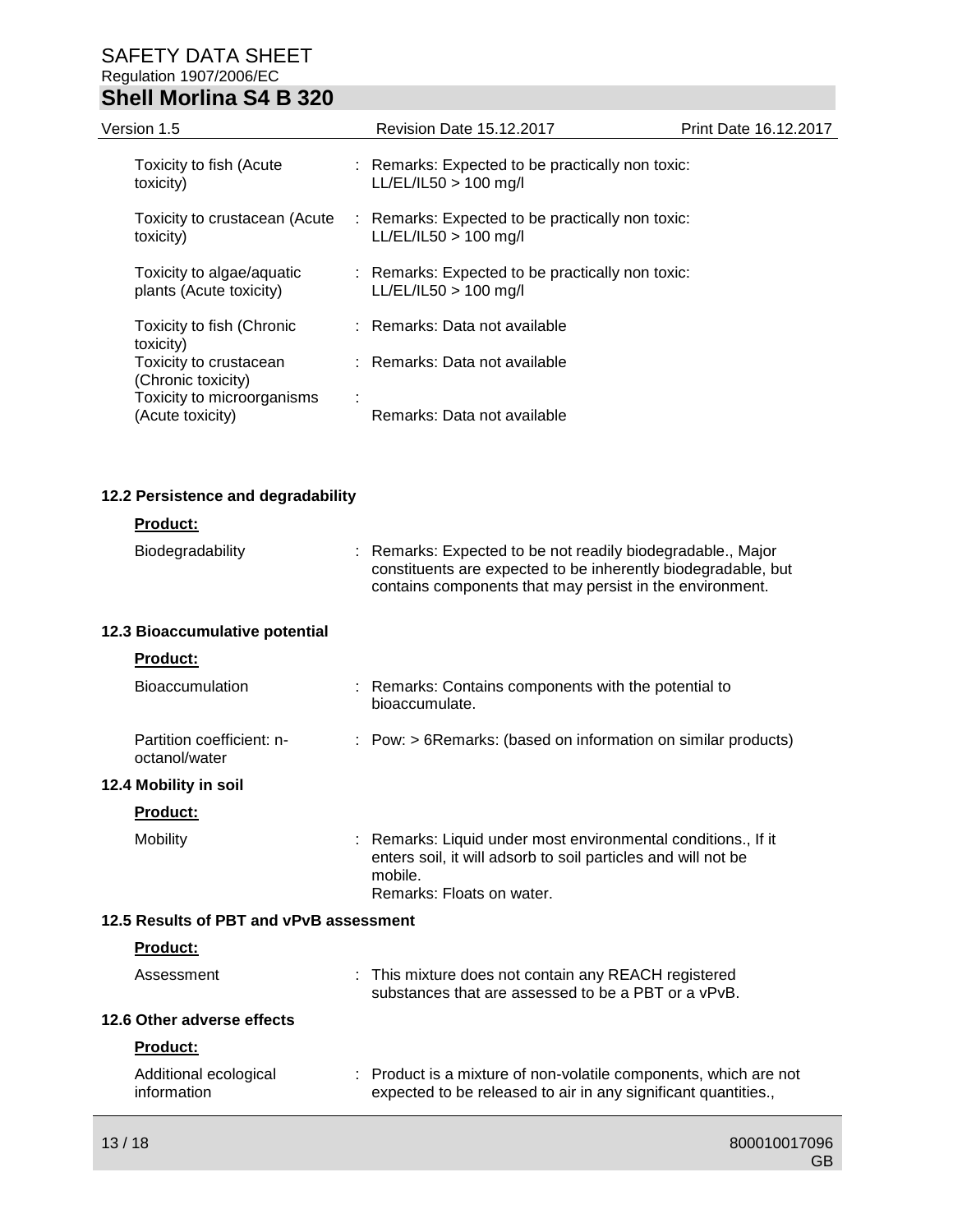| | |
|---|---|
| Toxicity to fish (Acute toxicity) | : Remarks: Expected to be practically non toxic: LL/EL/IL50 > 100 mg/l |
| Toxicity to crustacean (Acute toxicity) | : Remarks: Expected to be practically non toxic: LL/EL/IL50 > 100 mg/l |
| Toxicity to algae/aquatic plants (Acute toxicity) | : Remarks: Expected to be practically non toxic: LL/EL/IL50 > 100 mg/l |
| Toxicity to fish (Chronic toxicity) | : Remarks: Data not available |
| Toxicity to crustacean (Chronic toxicity) | : Remarks: Data not available |
| Toxicity to microorganisms (Acute toxicity) | : Remarks: Data not available |

### 12.2 Persistence and degradability

**Product:**

| | |
|---|---|
| Biodegradability | : Remarks: Expected to be not readily biodegradable., Major constituents are expected to be inherently biodegradable, but contains components that may persist in the environment. |

### 12.3 Bioaccumulative potential

**Product:**

| | |
|---|---|
| Bioaccumulation | : Remarks: Contains components with the potential to bioaccumulate. |
| Partition coefficient: n-octanol/water | : Pow: > 6Remarks: (based on information on similar products) |

### 12.4 Mobility in soil

**Product:**

| | |
|---|---|
| Mobility | : Remarks: Liquid under most environmental conditions., If it enters soil, it will adsorb to soil particles and will not be mobile.<br>Remarks: Floats on water. |

### 12.5 Results of PBT and vPvB assessment

**Product:**

| | |
|---|---|
| Assessment | : This mixture does not contain any REACH registered substances that are assessed to be a PBT or a vPvB. |

### 12.6 Other adverse effects

**Product:**

| | |
|---|---|
| Additional ecological information | : Product is a mixture of non-volatile components, which are not expected to be released to air in any significant quantities., |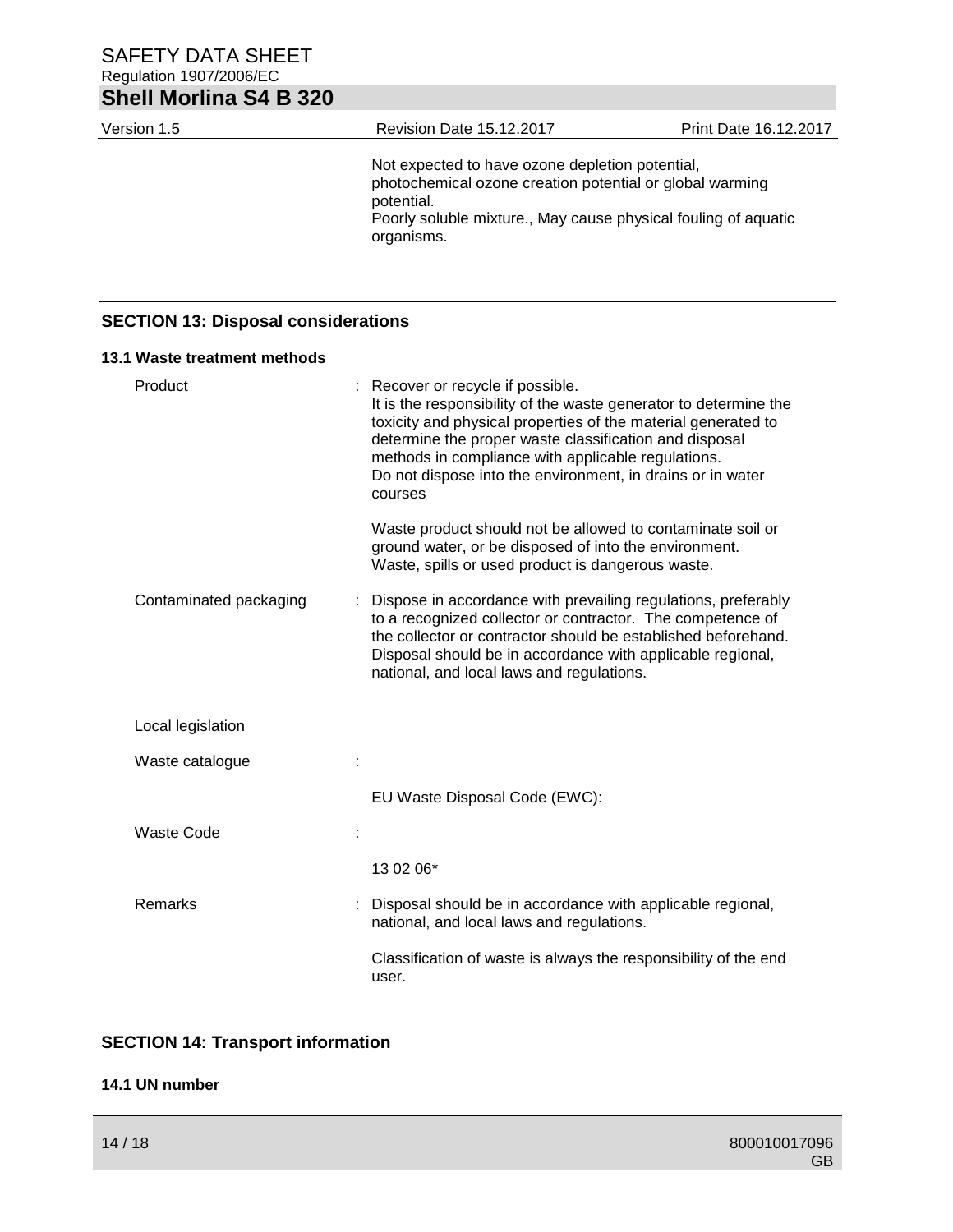Not expected to have ozone depletion potential, photochemical ozone creation potential or global warming potential.
Poorly soluble mixture., May cause physical fouling of aquatic organisms.

## SECTION 13: Disposal considerations

### 13.1 Waste treatment methods

Product : Recover or recycle if possible.
It is the responsibility of the waste generator to determine the toxicity and physical properties of the material generated to determine the proper waste classification and disposal methods in compliance with applicable regulations.
Do not dispose into the environment, in drains or in water courses

Waste product should not be allowed to contaminate soil or ground water, or be disposed of into the environment.
Waste, spills or used product is dangerous waste.

Contaminated packaging : Dispose in accordance with prevailing regulations, preferably to a recognized collector or contractor. The competence of the collector or contractor should be established beforehand.
Disposal should be in accordance with applicable regional, national, and local laws and regulations.

Local legislation

Waste catalogue :

EU Waste Disposal Code (EWC):

Waste Code :

13 02 06*

Remarks : Disposal should be in accordance with applicable regional, national, and local laws and regulations.

Classification of waste is always the responsibility of the end user.

## SECTION 14: Transport information

### 14.1 UN number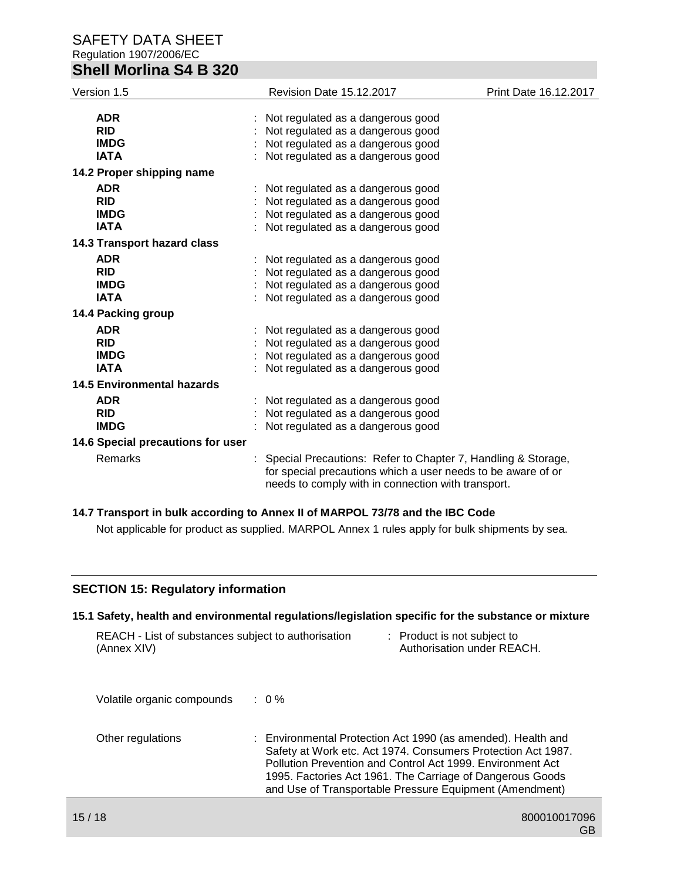| | | |
|---|---|---|
| **ADR** | : | Not regulated as a dangerous good |
| **RID** | : | Not regulated as a dangerous good |
| **IMDG** | : | Not regulated as a dangerous good |
| **IATA** | : | Not regulated as a dangerous good |

**14.2 Proper shipping name**

| | | |
|---|---|---|
| **ADR** | : | Not regulated as a dangerous good |
| **RID** | : | Not regulated as a dangerous good |
| **IMDG** | : | Not regulated as a dangerous good |
| **IATA** | : | Not regulated as a dangerous good |

**14.3 Transport hazard class**

| | | |
|---|---|---|
| **ADR** | : | Not regulated as a dangerous good |
| **RID** | : | Not regulated as a dangerous good |
| **IMDG** | : | Not regulated as a dangerous good |
| **IATA** | : | Not regulated as a dangerous good |

**14.4 Packing group**

| | | |
|---|---|---|
| **ADR** | : | Not regulated as a dangerous good |
| **RID** | : | Not regulated as a dangerous good |
| **IMDG** | : | Not regulated as a dangerous good |
| **IATA** | : | Not regulated as a dangerous good |

**14.5 Environmental hazards**

| | | |
|---|---|---|
| **ADR** | : | Not regulated as a dangerous good |
| **RID** | : | Not regulated as a dangerous good |
| **IMDG** | : | Not regulated as a dangerous good |

**14.6 Special precautions for user**

Remarks : Special Precautions: Refer to Chapter 7, Handling & Storage, for special precautions which a user needs to be aware of or needs to comply with in connection with transport.

**14.7 Transport in bulk according to Annex II of MARPOL 73/78 and the IBC Code**

Not applicable for product as supplied. MARPOL Annex 1 rules apply for bulk shipments by sea.

## SECTION 15: Regulatory information

**15.1 Safety, health and environmental regulations/legislation specific for the substance or mixture**

REACH - List of substances subject to authorisation (Annex XIV) : Product is not subject to Authorisation under REACH.

Volatile organic compounds : 0 %

Other regulations : Environmental Protection Act 1990 (as amended). Health and Safety at Work etc. Act 1974. Consumers Protection Act 1987. Pollution Prevention and Control Act 1999. Environment Act 1995. Factories Act 1961. The Carriage of Dangerous Goods and Use of Transportable Pressure Equipment (Amendment)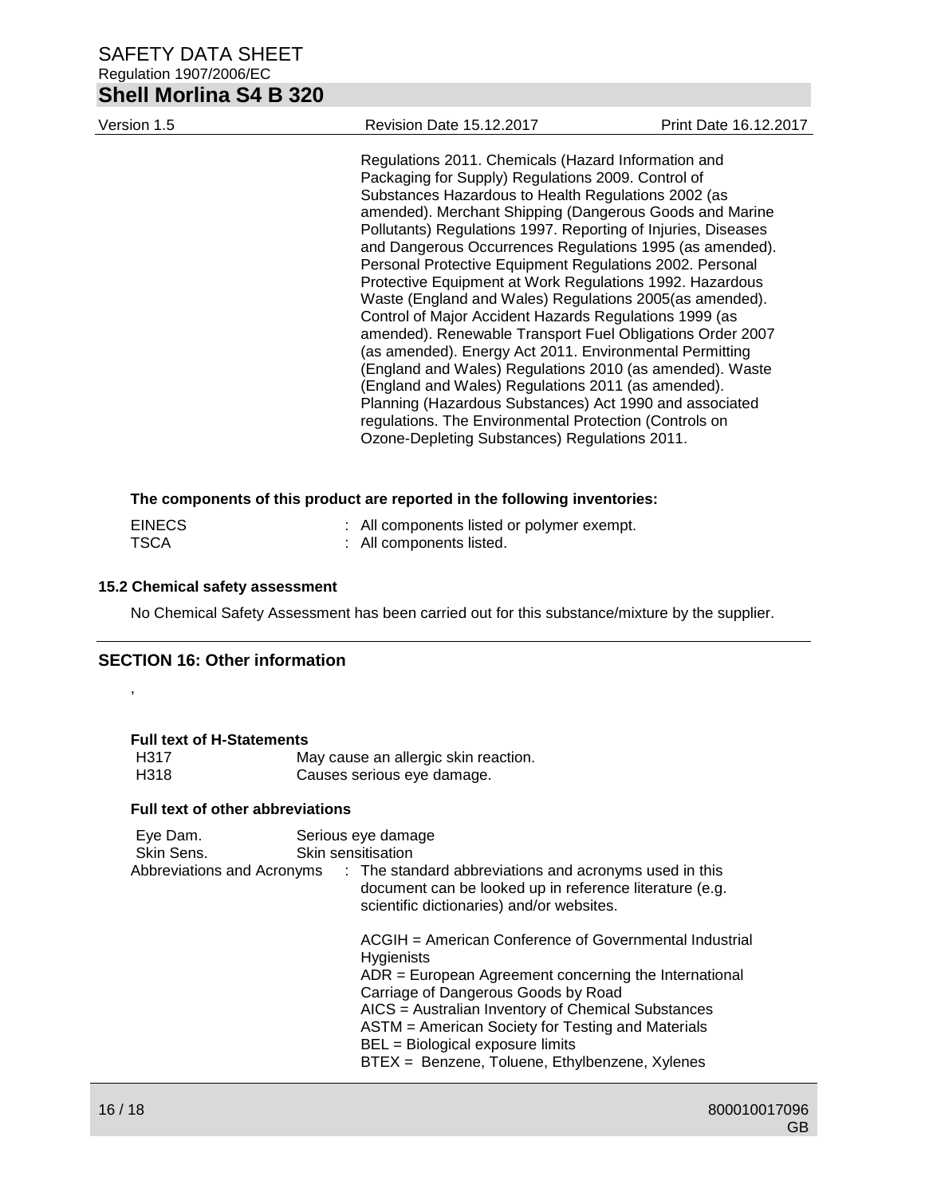Regulations 2011. Chemicals (Hazard Information and Packaging for Supply) Regulations 2009. Control of Substances Hazardous to Health Regulations 2002 (as amended). Merchant Shipping (Dangerous Goods and Marine Pollutants) Regulations 1997. Reporting of Injuries, Diseases and Dangerous Occurrences Regulations 1995 (as amended). Personal Protective Equipment Regulations 2002. Personal Protective Equipment at Work Regulations 1992. Hazardous Waste (England and Wales) Regulations 2005(as amended). Control of Major Accident Hazards Regulations 1999 (as amended). Renewable Transport Fuel Obligations Order 2007 (as amended). Energy Act 2011. Environmental Permitting (England and Wales) Regulations 2010 (as amended). Waste (England and Wales) Regulations 2011 (as amended). Planning (Hazardous Substances) Act 1990 and associated regulations. The Environmental Protection (Controls on Ozone-Depleting Substances) Regulations 2011.

**The components of this product are reported in the following inventories:**

| | |
|---|---|
| EINECS | : All components listed or polymer exempt. |
| TSCA | : All components listed. |

### 15.2 Chemical safety assessment

No Chemical Safety Assessment has been carried out for this substance/mixture by the supplier.

## SECTION 16: Other information

,

**Full text of H-Statements**

| | |
|---|---|
| H317 | May cause an allergic skin reaction. |
| H318 | Causes serious eye damage. |

**Full text of other abbreviations**

| | |
|---|---|
| Eye Dam. | Serious eye damage |
| Skin Sens. | Skin sensitisation |

Abbreviations and Acronyms : The standard abbreviations and acronyms used in this document can be looked up in reference literature (e.g. scientific dictionaries) and/or websites.

ACGIH = American Conference of Governmental Industrial Hygienists
ADR = European Agreement concerning the International Carriage of Dangerous Goods by Road
AICS = Australian Inventory of Chemical Substances
ASTM = American Society for Testing and Materials
BEL = Biological exposure limits
BTEX = Benzene, Toluene, Ethylbenzene, Xylenes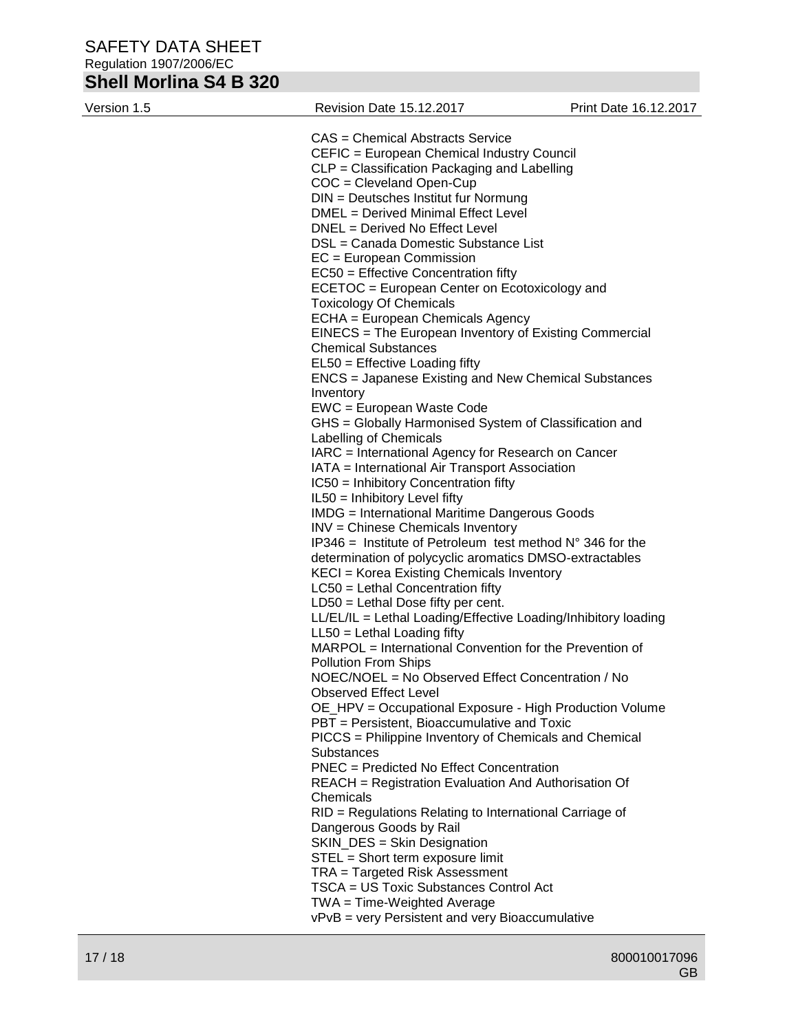CAS = Chemical Abstracts Service
CEFIC = European Chemical Industry Council
CLP = Classification Packaging and Labelling
COC = Cleveland Open-Cup
DIN = Deutsches Institut fur Normung
DMEL = Derived Minimal Effect Level
DNEL = Derived No Effect Level
DSL = Canada Domestic Substance List
EC = European Commission
EC50 = Effective Concentration fifty
ECETOC = European Center on Ecotoxicology and Toxicology Of Chemicals
ECHA = European Chemicals Agency
EINECS = The European Inventory of Existing Commercial Chemical Substances
EL50 = Effective Loading fifty
ENCS = Japanese Existing and New Chemical Substances Inventory
EWC = European Waste Code
GHS = Globally Harmonised System of Classification and Labelling of Chemicals
IARC = International Agency for Research on Cancer
IATA = International Air Transport Association
IC50 = Inhibitory Concentration fifty
IL50 = Inhibitory Level fifty
IMDG = International Maritime Dangerous Goods
INV = Chinese Chemicals Inventory
IP346 = Institute of Petroleum test method N° 346 for the determination of polycyclic aromatics DMSO-extractables
KECI = Korea Existing Chemicals Inventory
LC50 = Lethal Concentration fifty
LD50 = Lethal Dose fifty per cent.
LL/EL/IL = Lethal Loading/Effective Loading/Inhibitory loading
LL50 = Lethal Loading fifty
MARPOL = International Convention for the Prevention of Pollution From Ships
NOEC/NOEL = No Observed Effect Concentration / No Observed Effect Level
OE_HPV = Occupational Exposure - High Production Volume
PBT = Persistent, Bioaccumulative and Toxic
PICCS = Philippine Inventory of Chemicals and Chemical Substances
PNEC = Predicted No Effect Concentration
REACH = Registration Evaluation And Authorisation Of Chemicals
RID = Regulations Relating to International Carriage of Dangerous Goods by Rail
SKIN_DES = Skin Designation
STEL = Short term exposure limit
TRA = Targeted Risk Assessment
TSCA = US Toxic Substances Control Act
TWA = Time-Weighted Average
vPvB = very Persistent and very Bioaccumulative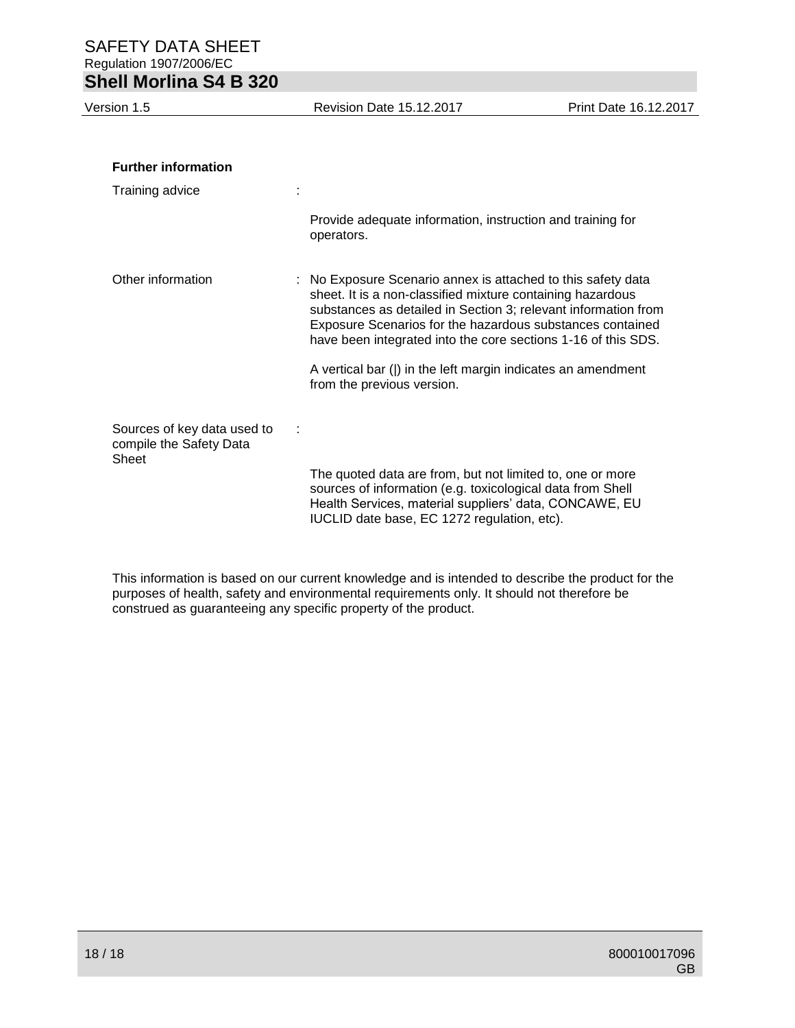**Further information**

Training advice :

Provide adequate information, instruction and training for operators.

Other information : No Exposure Scenario annex is attached to this safety data sheet. It is a non-classified mixture containing hazardous substances as detailed in Section 3; relevant information from Exposure Scenarios for the hazardous substances contained have been integrated into the core sections 1-16 of this SDS.

A vertical bar (|) in the left margin indicates an amendment from the previous version.

Sources of key data used to compile the Safety Data Sheet :

The quoted data are from, but not limited to, one or more sources of information (e.g. toxicological data from Shell Health Services, material suppliers' data, CONCAWE, EU IUCLID date base, EC 1272 regulation, etc).

This information is based on our current knowledge and is intended to describe the product for the purposes of health, safety and environmental requirements only. It should not therefore be construed as guaranteeing any specific property of the product.